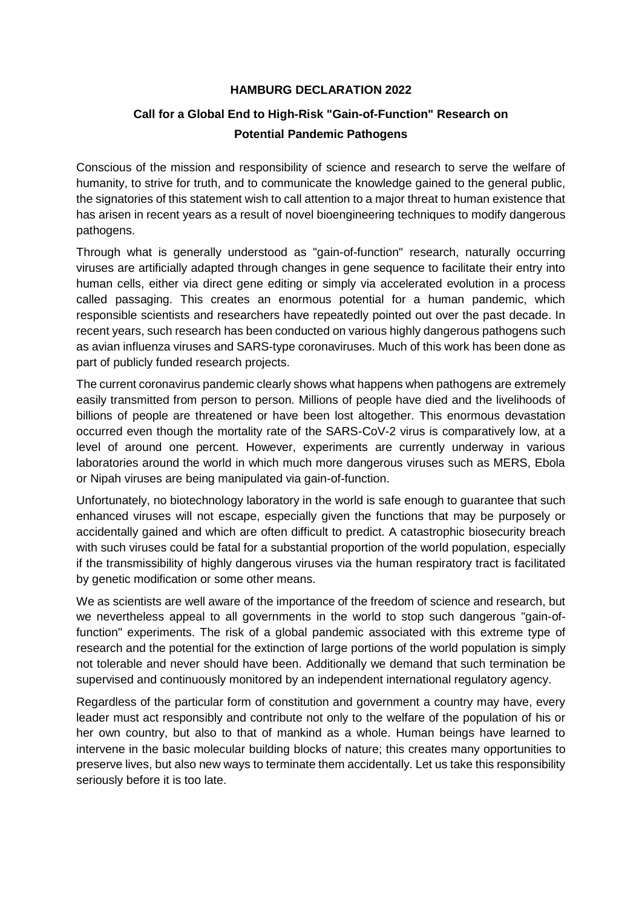# HAMBURG DECLARATION 2022

## Call for a Global End to High-Risk "Gain-of-Function" Research on Potential Pandemic Pathogens

Conscious of the mission and responsibility of science and research to serve the welfare of humanity, to strive for truth, and to communicate the knowledge gained to the general public, the signatories of this statement wish to call attention to a major threat to human existence that has arisen in recent years as a result of novel bioengineering techniques to modify dangerous pathogens.

Through what is generally understood as "gain-of-function" research, naturally occurring viruses are artificially adapted through changes in gene sequence to facilitate their entry into human cells, either via direct gene editing or simply via accelerated evolution in a process called passaging. This creates an enormous potential for a human pandemic, which responsible scientists and researchers have repeatedly pointed out over the past decade. In recent years, such research has been conducted on various highly dangerous pathogens such as avian influenza viruses and SARS-type coronaviruses. Much of this work has been done as part of publicly funded research projects.

The current coronavirus pandemic clearly shows what happens when pathogens are extremely easily transmitted from person to person. Millions of people have died and the livelihoods of billions of people are threatened or have been lost altogether. This enormous devastation occurred even though the mortality rate of the SARS-CoV-2 virus is comparatively low, at a level of around one percent. However, experiments are currently underway in various laboratories around the world in which much more dangerous viruses such as MERS, Ebola or Nipah viruses are being manipulated via gain-of-function.

Unfortunately, no biotechnology laboratory in the world is safe enough to guarantee that such enhanced viruses will not escape, especially given the functions that may be purposely or accidentally gained and which are often difficult to predict. A catastrophic biosecurity breach with such viruses could be fatal for a substantial proportion of the world population, especially if the transmissibility of highly dangerous viruses via the human respiratory tract is facilitated by genetic modification or some other means.

We as scientists are well aware of the importance of the freedom of science and research, but we nevertheless appeal to all governments in the world to stop such dangerous "gain-of-function" experiments. The risk of a global pandemic associated with this extreme type of research and the potential for the extinction of large portions of the world population is simply not tolerable and never should have been. Additionally we demand that such termination be supervised and continuously monitored by an independent international regulatory agency.

Regardless of the particular form of constitution and government a country may have, every leader must act responsibly and contribute not only to the welfare of the population of his or her own country, but also to that of mankind as a whole. Human beings have learned to intervene in the basic molecular building blocks of nature; this creates many opportunities to preserve lives, but also new ways to terminate them accidentally. Let us take this responsibility seriously before it is too late.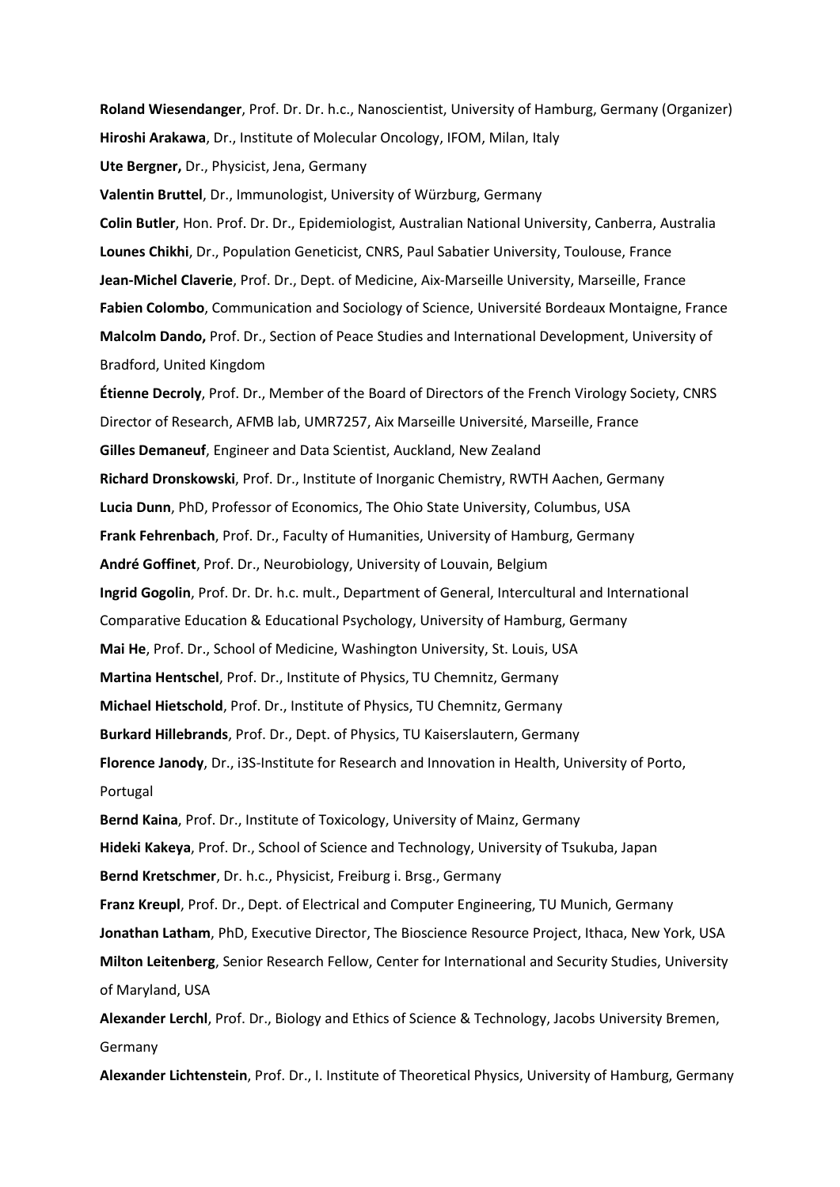**Roland Wiesendanger**, Prof. Dr. Dr. h.c., Nanoscientist, University of Hamburg, Germany (Organizer)

**Hiroshi Arakawa**, Dr., Institute of Molecular Oncology, IFOM, Milan, Italy

**Ute Bergner,** Dr., Physicist, Jena, Germany

**Valentin Bruttel**, Dr., Immunologist, University of Würzburg, Germany

**Colin Butler**, Hon. Prof. Dr. Dr., Epidemiologist, Australian National University, Canberra, Australia

**Lounes Chikhi**, Dr., Population Geneticist, CNRS, Paul Sabatier University, Toulouse, France

**Jean-Michel Claverie**, Prof. Dr., Dept. of Medicine, Aix-Marseille University, Marseille, France

**Fabien Colombo**, Communication and Sociology of Science, Université Bordeaux Montaigne, France

**Malcolm Dando,** Prof. Dr., Section of Peace Studies and International Development, University of Bradford, United Kingdom

**Étienne Decroly**, Prof. Dr., Member of the Board of Directors of the French Virology Society, CNRS Director of Research, AFMB lab, UMR7257, Aix Marseille Université, Marseille, France

**Gilles Demaneuf**, Engineer and Data Scientist, Auckland, New Zealand

**Richard Dronskowski**, Prof. Dr., Institute of Inorganic Chemistry, RWTH Aachen, Germany

**Lucia Dunn**, PhD, Professor of Economics, The Ohio State University, Columbus, USA

**Frank Fehrenbach**, Prof. Dr., Faculty of Humanities, University of Hamburg, Germany

**André Goffinet**, Prof. Dr., Neurobiology, University of Louvain, Belgium

**Ingrid Gogolin**, Prof. Dr. Dr. h.c. mult., Department of General, Intercultural and International Comparative Education & Educational Psychology, University of Hamburg, Germany

**Mai He**, Prof. Dr., School of Medicine, Washington University, St. Louis, USA

**Martina Hentschel**, Prof. Dr., Institute of Physics, TU Chemnitz, Germany

**Michael Hietschold**, Prof. Dr., Institute of Physics, TU Chemnitz, Germany

**Burkard Hillebrands**, Prof. Dr., Dept. of Physics, TU Kaiserslautern, Germany

**Florence Janody**, Dr., i3S-Institute for Research and Innovation in Health, University of Porto, Portugal

**Bernd Kaina**, Prof. Dr., Institute of Toxicology, University of Mainz, Germany

**Hideki Kakeya**, Prof. Dr., School of Science and Technology, University of Tsukuba, Japan

**Bernd Kretschmer**, Dr. h.c., Physicist, Freiburg i. Brsg., Germany

**Franz Kreupl**, Prof. Dr., Dept. of Electrical and Computer Engineering, TU Munich, Germany

**Jonathan Latham**, PhD, Executive Director, The Bioscience Resource Project, Ithaca, New York, USA

**Milton Leitenberg**, Senior Research Fellow, Center for International and Security Studies, University of Maryland, USA

**Alexander Lerchl**, Prof. Dr., Biology and Ethics of Science & Technology, Jacobs University Bremen, Germany

**Alexander Lichtenstein**, Prof. Dr., I. Institute of Theoretical Physics, University of Hamburg, Germany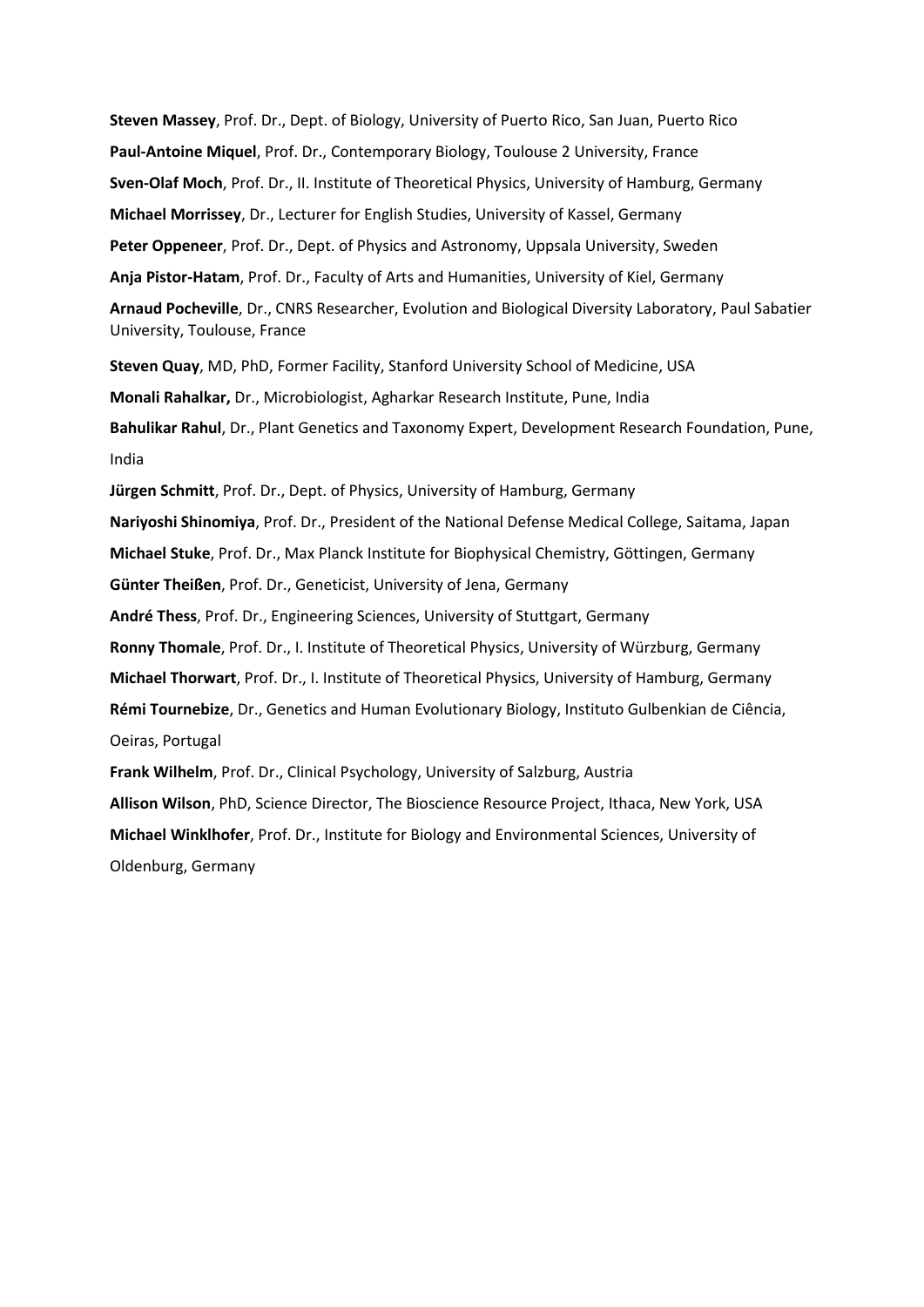**Steven Massey**, Prof. Dr., Dept. of Biology, University of Puerto Rico, San Juan, Puerto Rico

**Paul-Antoine Miquel**, Prof. Dr., Contemporary Biology, Toulouse 2 University, France

**Sven-Olaf Moch**, Prof. Dr., II. Institute of Theoretical Physics, University of Hamburg, Germany

**Michael Morrissey**, Dr., Lecturer for English Studies, University of Kassel, Germany

**Peter Oppeneer**, Prof. Dr., Dept. of Physics and Astronomy, Uppsala University, Sweden

**Anja Pistor-Hatam**, Prof. Dr., Faculty of Arts and Humanities, University of Kiel, Germany

**Arnaud Pocheville**, Dr., CNRS Researcher, Evolution and Biological Diversity Laboratory, Paul Sabatier University, Toulouse, France

**Steven Quay**, MD, PhD, Former Facility, Stanford University School of Medicine, USA

**Monali Rahalkar,** Dr., Microbiologist, Agharkar Research Institute, Pune, India

**Bahulikar Rahul**, Dr., Plant Genetics and Taxonomy Expert, Development Research Foundation, Pune, India

**Jürgen Schmitt**, Prof. Dr., Dept. of Physics, University of Hamburg, Germany

**Nariyoshi Shinomiya**, Prof. Dr., President of the National Defense Medical College, Saitama, Japan

**Michael Stuke**, Prof. Dr., Max Planck Institute for Biophysical Chemistry, Göttingen, Germany

**Günter Theißen**, Prof. Dr., Geneticist, University of Jena, Germany

**André Thess**, Prof. Dr., Engineering Sciences, University of Stuttgart, Germany

**Ronny Thomale**, Prof. Dr., I. Institute of Theoretical Physics, University of Würzburg, Germany

**Michael Thorwart**, Prof. Dr., I. Institute of Theoretical Physics, University of Hamburg, Germany

**Rémi Tournebize**, Dr., Genetics and Human Evolutionary Biology, Instituto Gulbenkian de Ciência, Oeiras, Portugal

**Frank Wilhelm**, Prof. Dr., Clinical Psychology, University of Salzburg, Austria

**Allison Wilson**, PhD, Science Director, The Bioscience Resource Project, Ithaca, New York, USA

**Michael Winklhofer**, Prof. Dr., Institute for Biology and Environmental Sciences, University of Oldenburg, Germany